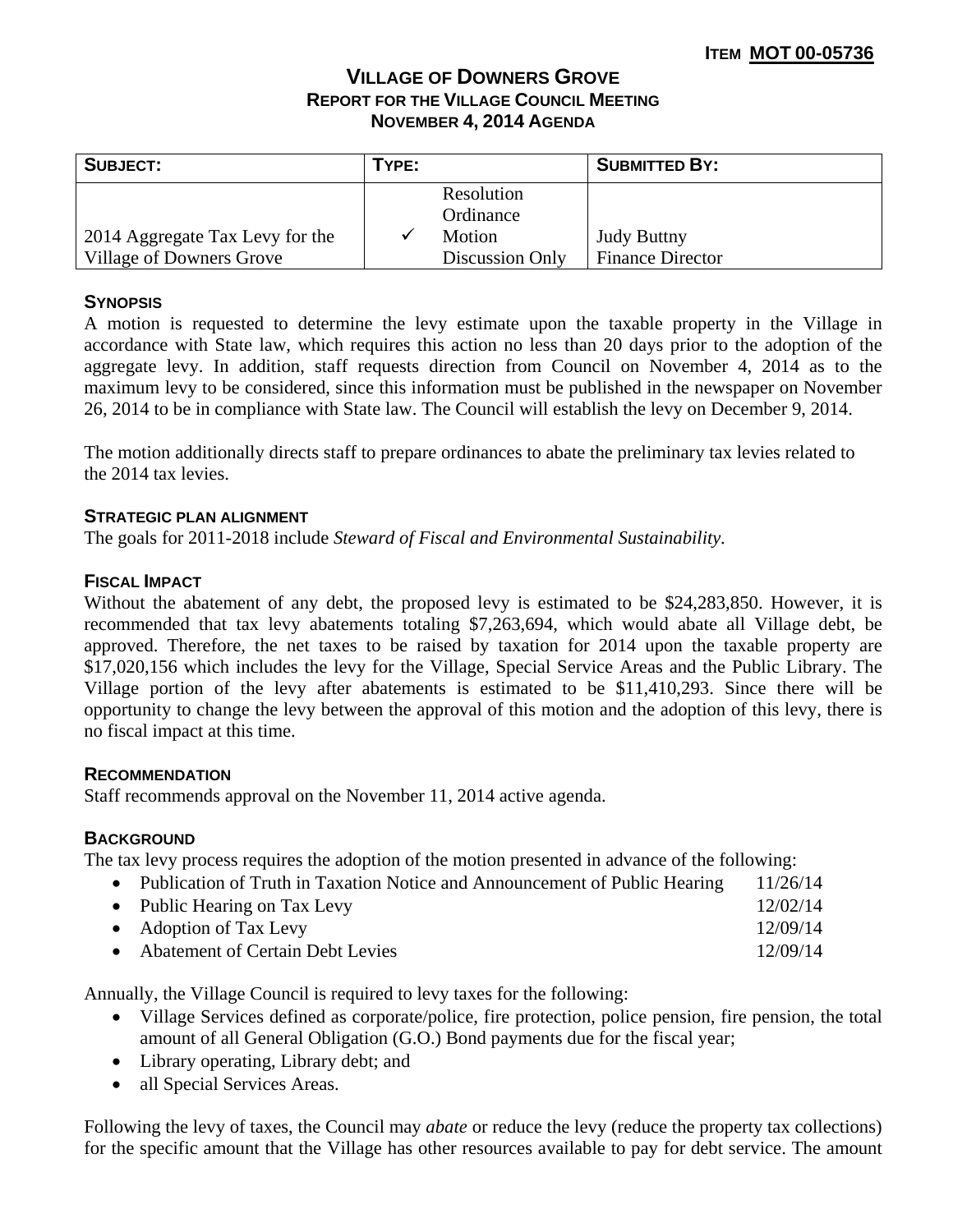**ITEM MOT 00-05736**

# VILLAGE OF DOWNERS GROVE
## REPORT FOR THE VILLAGE COUNCIL MEETING
## NOVEMBER 4, 2014 AGENDA

| SUBJECT: | TYPE: | | SUBMITTED BY: |
|---|---|---|---|
| 2014 Aggregate Tax Levy for the Village of Downers Grove | | Resolution | Judy Buttny Finance Director |
| | | Ordinance | |
| | ✓ | Motion | |
| | | Discussion Only | |

### SYNOPSIS

A motion is requested to determine the levy estimate upon the taxable property in the Village in accordance with State law, which requires this action no less than 20 days prior to the adoption of the aggregate levy. In addition, staff requests direction from Council on November 4, 2014 as to the maximum levy to be considered, since this information must be published in the newspaper on November 26, 2014 to be in compliance with State law. The Council will establish the levy on December 9, 2014.

The motion additionally directs staff to prepare ordinances to abate the preliminary tax levies related to the 2014 tax levies.

### STRATEGIC PLAN ALIGNMENT

The goals for 2011-2018 include *Steward of Fiscal and Environmental Sustainability*.

### FISCAL IMPACT

Without the abatement of any debt, the proposed levy is estimated to be $24,283,850. However, it is recommended that tax levy abatements totaling $7,263,694, which would abate all Village debt, be approved. Therefore, the net taxes to be raised by taxation for 2014 upon the taxable property are $17,020,156 which includes the levy for the Village, Special Service Areas and the Public Library. The Village portion of the levy after abatements is estimated to be $11,410,293. Since there will be opportunity to change the levy between the approval of this motion and the adoption of this levy, there is no fiscal impact at this time.

### RECOMMENDATION

Staff recommends approval on the November 11, 2014 active agenda.

### BACKGROUND

The tax levy process requires the adoption of the motion presented in advance of the following:

- Publication of Truth in Taxation Notice and Announcement of Public Hearing 11/26/14
- Public Hearing on Tax Levy 12/02/14
- Adoption of Tax Levy 12/09/14
- Abatement of Certain Debt Levies 12/09/14

Annually, the Village Council is required to levy taxes for the following:

- Village Services defined as corporate/police, fire protection, police pension, fire pension, the total amount of all General Obligation (G.O.) Bond payments due for the fiscal year;
- Library operating, Library debt; and
- all Special Services Areas.

Following the levy of taxes, the Council may *abate* or reduce the levy (reduce the property tax collections) for the specific amount that the Village has other resources available to pay for debt service. The amount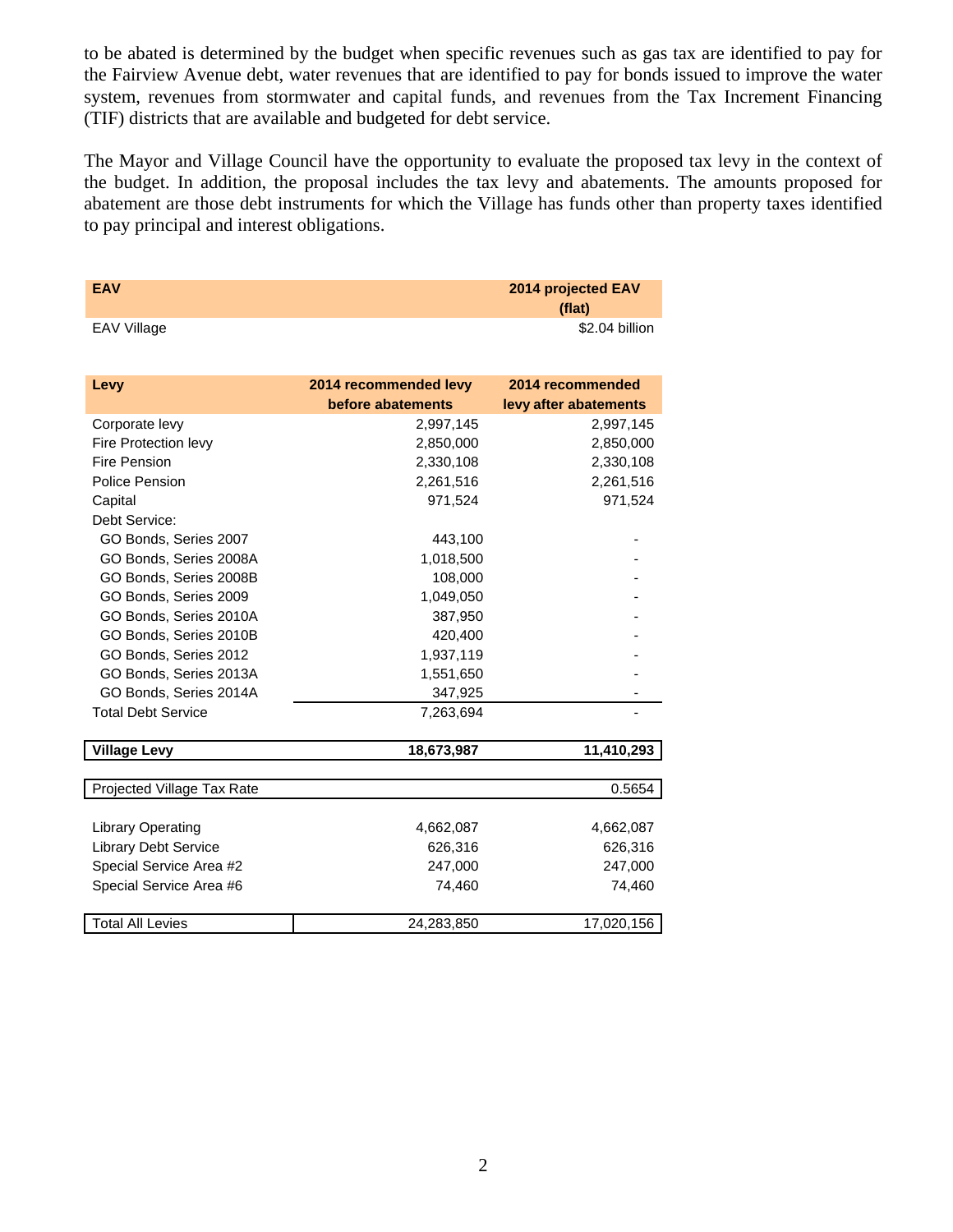to be abated is determined by the budget when specific revenues such as gas tax are identified to pay for the Fairview Avenue debt, water revenues that are identified to pay for bonds issued to improve the water system, revenues from stormwater and capital funds, and revenues from the Tax Increment Financing (TIF) districts that are available and budgeted for debt service.

The Mayor and Village Council have the opportunity to evaluate the proposed tax levy in the context of the budget. In addition, the proposal includes the tax levy and abatements. The amounts proposed for abatement are those debt instruments for which the Village has funds other than property taxes identified to pay principal and interest obligations.

| **EAV** | **2014 projected EAV (flat)** |
|---|---|
| EAV Village | $2.04 billion |

| **Levy** | **2014 recommended levy before abatements** | **2014 recommended levy after abatements** |
|---|---|---|
| Corporate levy | 2,997,145 | 2,997,145 |
| Fire Protection levy | 2,850,000 | 2,850,000 |
| Fire Pension | 2,330,108 | 2,330,108 |
| Police Pension | 2,261,516 | 2,261,516 |
| Capital | 971,524 | 971,524 |
| Debt Service: | | |
| GO Bonds, Series 2007 | 443,100 | - |
| GO Bonds, Series 2008A | 1,018,500 | - |
| GO Bonds, Series 2008B | 108,000 | - |
| GO Bonds, Series 2009 | 1,049,050 | - |
| GO Bonds, Series 2010A | 387,950 | - |
| GO Bonds, Series 2010B | 420,400 | - |
| GO Bonds, Series 2012 | 1,937,119 | - |
| GO Bonds, Series 2013A | 1,551,650 | - |
| GO Bonds, Series 2014A | 347,925 | - |
| Total Debt Service | 7,263,694 | - |
| **Village Levy** | **18,673,987** | **11,410,293** |
| Projected Village Tax Rate | | 0.5654 |
| Library Operating | 4,662,087 | 4,662,087 |
| Library Debt Service | 626,316 | 626,316 |
| Special Service Area #2 | 247,000 | 247,000 |
| Special Service Area #6 | 74,460 | 74,460 |
| Total All Levies | 24,283,850 | 17,020,156 |